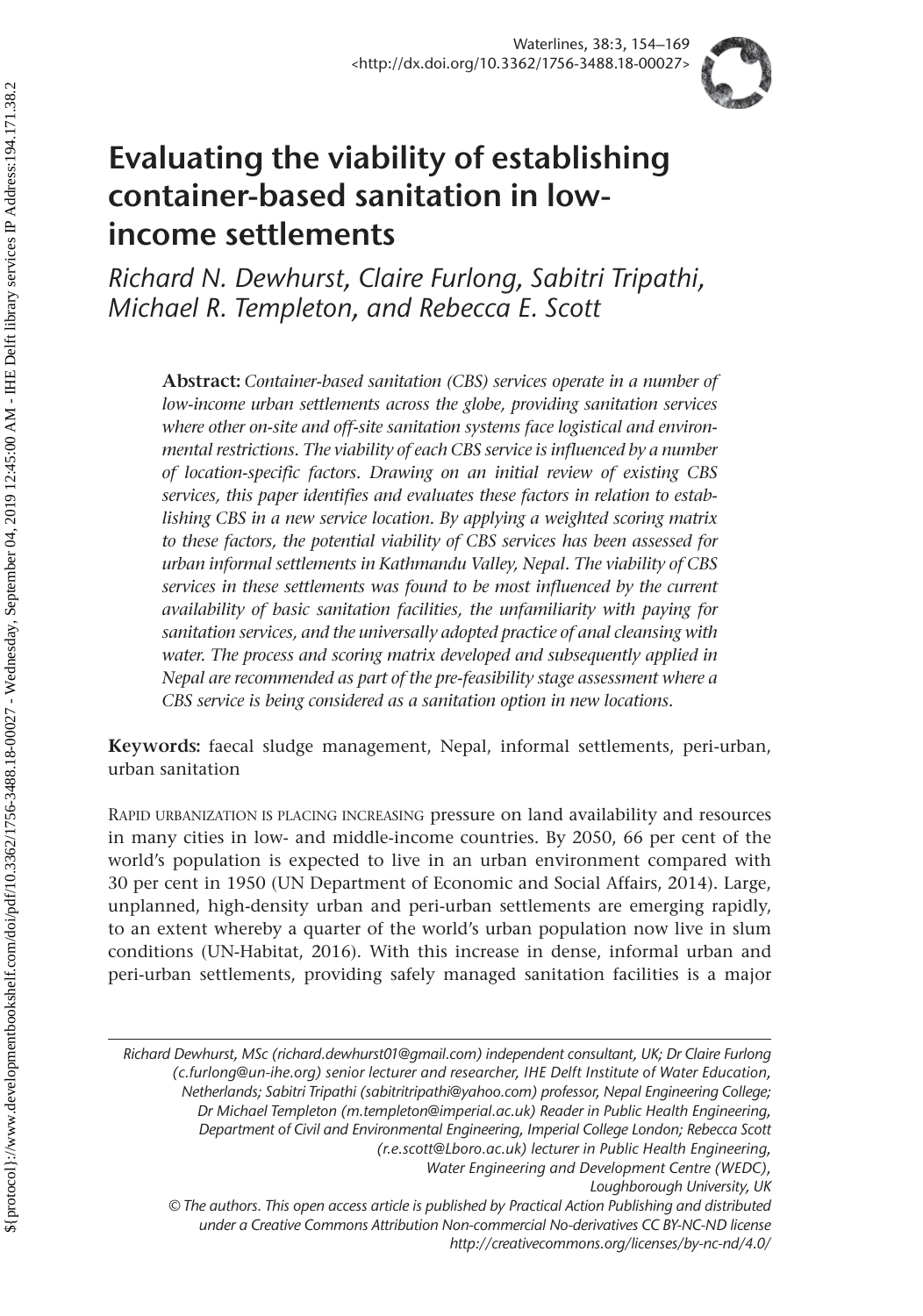# Evaluating the viability of establishing container-based sanitation in low-income settlements

*Richard N. Dewhurst, Claire Furlong, Sabitri Tripathi, Michael R. Templeton, and Rebecca E. Scott*

**Abstract:** *Container-based sanitation (CBS) services operate in a number of low-income urban settlements across the globe, providing sanitation services where other on-site and off-site sanitation systems face logistical and environmental restrictions. The viability of each CBS service is influenced by a number of location-specific factors. Drawing on an initial review of existing CBS services, this paper identifies and evaluates these factors in relation to establishing CBS in a new service location. By applying a weighted scoring matrix to these factors, the potential viability of CBS services has been assessed for urban informal settlements in Kathmandu Valley, Nepal. The viability of CBS services in these settlements was found to be most influenced by the current availability of basic sanitation facilities, the unfamiliarity with paying for sanitation services, and the universally adopted practice of anal cleansing with water. The process and scoring matrix developed and subsequently applied in Nepal are recommended as part of the pre-feasibility stage assessment where a CBS service is being considered as a sanitation option in new locations.*

**Keywords:** faecal sludge management, Nepal, informal settlements, peri-urban, urban sanitation

Rapid urbanization is placing increasing pressure on land availability and resources in many cities in low- and middle-income countries. By 2050, 66 per cent of the world's population is expected to live in an urban environment compared with 30 per cent in 1950 (UN Department of Economic and Social Affairs, 2014). Large, unplanned, high-density urban and peri-urban settlements are emerging rapidly, to an extent whereby a quarter of the world's urban population now live in slum conditions (UN-Habitat, 2016). With this increase in dense, informal urban and peri-urban settlements, providing safely managed sanitation facilities is a major

---

*Richard Dewhurst, MSc (richard.dewhurst01@gmail.com) independent consultant, UK; Dr Claire Furlong (c.furlong@un-ihe.org) senior lecturer and researcher, IHE Delft Institute of Water Education, Netherlands; Sabitri Tripathi (sabitritripathi@yahoo.com) professor, Nepal Engineering College; Dr Michael Templeton (m.templeton@imperial.ac.uk) Reader in Public Health Engineering, Department of Civil and Environmental Engineering, Imperial College London; Rebecca Scott (r.e.scott@Lboro.ac.uk) lecturer in Public Health Engineering, Water Engineering and Development Centre (WEDC), Loughborough University, UK*

*© The authors. This open access article is published by Practical Action Publishing and distributed under a Creative Commons Attribution Non-commercial No-derivatives CC BY-NC-ND license http://creativecommons.org/licenses/by-nc-nd/4.0/*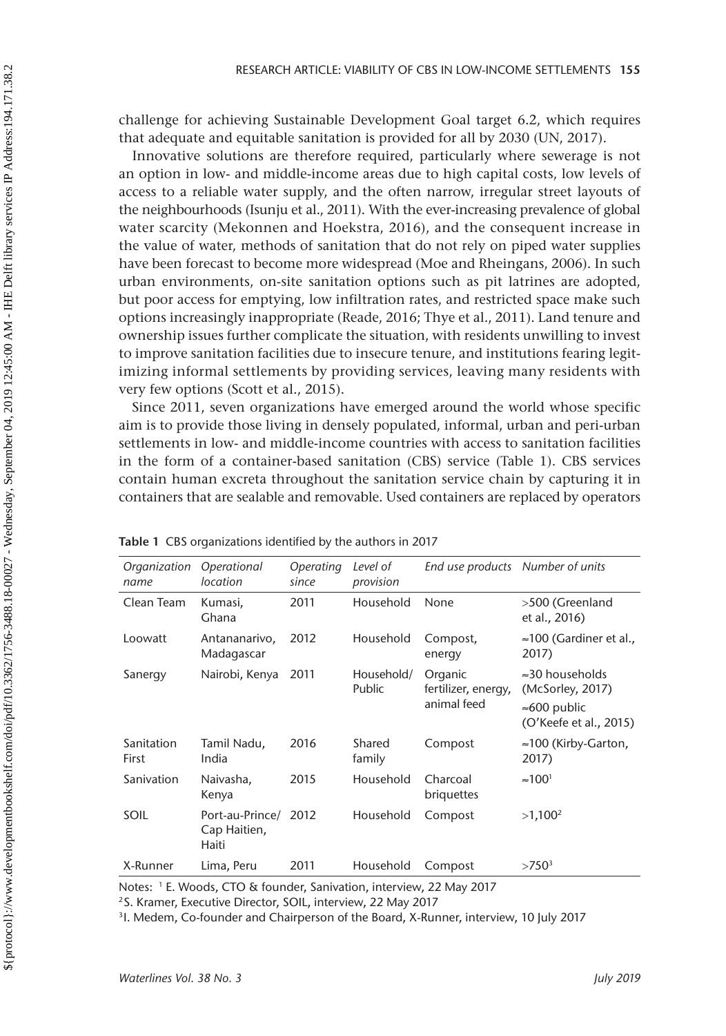challenge for achieving Sustainable Development Goal target 6.2, which requires that adequate and equitable sanitation is provided for all by 2030 (UN, 2017).

Innovative solutions are therefore required, particularly where sewerage is not an option in low- and middle-income areas due to high capital costs, low levels of access to a reliable water supply, and the often narrow, irregular street layouts of the neighbourhoods (Isunju et al., 2011). With the ever-increasing prevalence of global water scarcity (Mekonnen and Hoekstra, 2016), and the consequent increase in the value of water, methods of sanitation that do not rely on piped water supplies have been forecast to become more widespread (Moe and Rheingans, 2006). In such urban environments, on-site sanitation options such as pit latrines are adopted, but poor access for emptying, low infiltration rates, and restricted space make such options increasingly inappropriate (Reade, 2016; Thye et al., 2011). Land tenure and ownership issues further complicate the situation, with residents unwilling to invest to improve sanitation facilities due to insecure tenure, and institutions fearing legitimizing informal settlements by providing services, leaving many residents with very few options (Scott et al., 2015).

Since 2011, seven organizations have emerged around the world whose specific aim is to provide those living in densely populated, informal, urban and peri-urban settlements in low- and middle-income countries with access to sanitation facilities in the form of a container-based sanitation (CBS) service (Table 1). CBS services contain human excreta throughout the sanitation service chain by capturing it in containers that are sealable and removable. Used containers are replaced by operators

**Table 1** CBS organizations identified by the authors in 2017

| *Organization name* | *Operational location* | *Operating since* | *Level of provision* | *End use products* | *Number of units* |
|---|---|---|---|---|---|
| Clean Team | Kumasi, Ghana | 2011 | Household | None | >500 (Greenland et al., 2016) |
| Loowatt | Antananarivo, Madagascar | 2012 | Household | Compost, energy | ≈100 (Gardiner et al., 2017) |
| Sanergy | Nairobi, Kenya | 2011 | Household/ Public | Organic fertilizer, energy, animal feed | ≈30 households (McSorley, 2017) ≈600 public (O'Keefe et al., 2015) |
| Sanitation First | Tamil Nadu, India | 2016 | Shared family | Compost | ≈100 (Kirby-Garton, 2017) |
| Sanivation | Naivasha, Kenya | 2015 | Household | Charcoal briquettes | ≈100[1] |
| SOIL | Port-au-Prince/ Cap Haitien, Haiti | 2012 | Household | Compost | >1,100[2] |
| X-Runner | Lima, Peru | 2011 | Household | Compost | >750[3] |

Notes: [1] E. Woods, CTO & founder, Sanivation, interview, 22 May 2017

[2] S. Kramer, Executive Director, SOIL, interview, 22 May 2017

[3] I. Medem, Co-founder and Chairperson of the Board, X-Runner, interview, 10 July 2017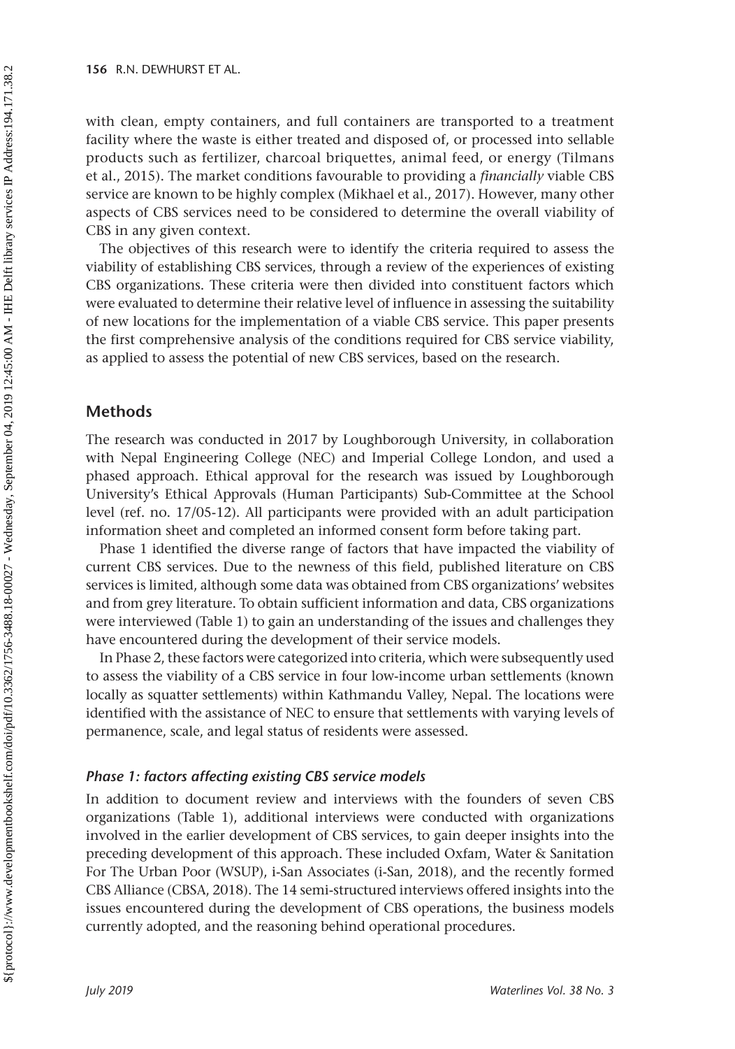with clean, empty containers, and full containers are transported to a treatment facility where the waste is either treated and disposed of, or processed into sellable products such as fertilizer, charcoal briquettes, animal feed, or energy (Tilmans et al., 2015). The market conditions favourable to providing a *financially* viable CBS service are known to be highly complex (Mikhael et al., 2017). However, many other aspects of CBS services need to be considered to determine the overall viability of CBS in any given context.

The objectives of this research were to identify the criteria required to assess the viability of establishing CBS services, through a review of the experiences of existing CBS organizations. These criteria were then divided into constituent factors which were evaluated to determine their relative level of influence in assessing the suitability of new locations for the implementation of a viable CBS service. This paper presents the first comprehensive analysis of the conditions required for CBS service viability, as applied to assess the potential of new CBS services, based on the research.

## Methods

The research was conducted in 2017 by Loughborough University, in collaboration with Nepal Engineering College (NEC) and Imperial College London, and used a phased approach. Ethical approval for the research was issued by Loughborough University's Ethical Approvals (Human Participants) Sub-Committee at the School level (ref. no. 17/05-12). All participants were provided with an adult participation information sheet and completed an informed consent form before taking part.

Phase 1 identified the diverse range of factors that have impacted the viability of current CBS services. Due to the newness of this field, published literature on CBS services is limited, although some data was obtained from CBS organizations' websites and from grey literature. To obtain sufficient information and data, CBS organizations were interviewed (Table 1) to gain an understanding of the issues and challenges they have encountered during the development of their service models.

In Phase 2, these factors were categorized into criteria, which were subsequently used to assess the viability of a CBS service in four low-income urban settlements (known locally as squatter settlements) within Kathmandu Valley, Nepal. The locations were identified with the assistance of NEC to ensure that settlements with varying levels of permanence, scale, and legal status of residents were assessed.

### *Phase 1: factors affecting existing CBS service models*

In addition to document review and interviews with the founders of seven CBS organizations (Table 1), additional interviews were conducted with organizations involved in the earlier development of CBS services, to gain deeper insights into the preceding development of this approach. These included Oxfam, Water & Sanitation For The Urban Poor (WSUP), i-San Associates (i-San, 2018), and the recently formed CBS Alliance (CBSA, 2018). The 14 semi-structured interviews offered insights into the issues encountered during the development of CBS operations, the business models currently adopted, and the reasoning behind operational procedures.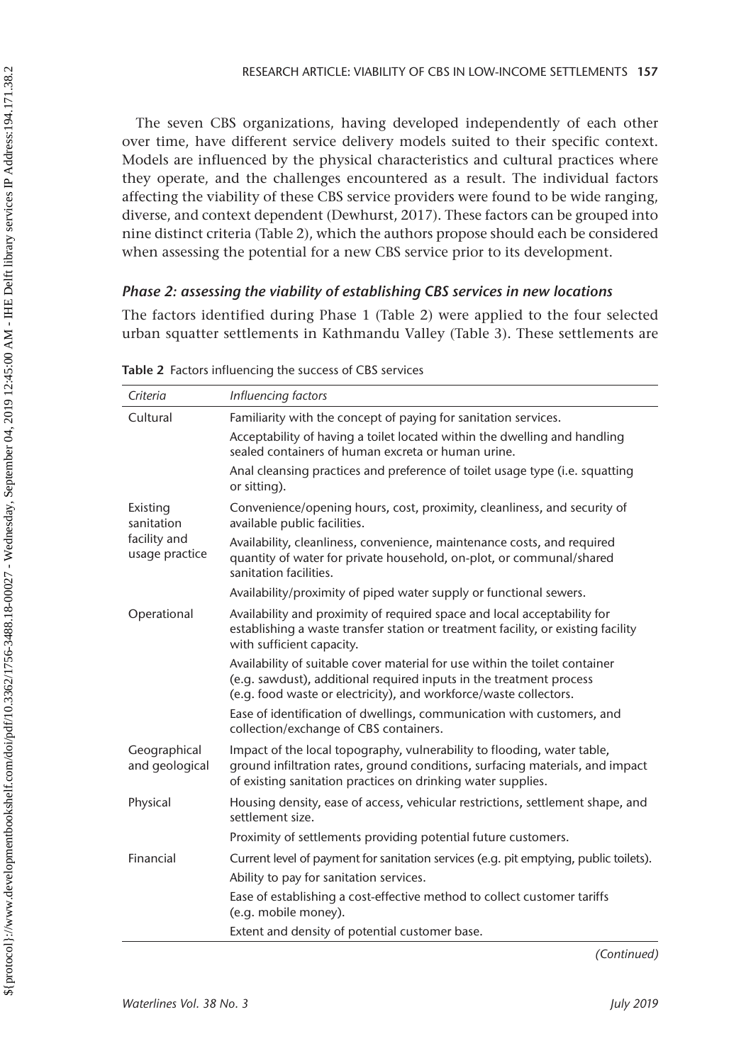The seven CBS organizations, having developed independently of each other over time, have different service delivery models suited to their specific context. Models are influenced by the physical characteristics and cultural practices where they operate, and the challenges encountered as a result. The individual factors affecting the viability of these CBS service providers were found to be wide ranging, diverse, and context dependent (Dewhurst, 2017). These factors can be grouped into nine distinct criteria (Table 2), which the authors propose should each be considered when assessing the potential for a new CBS service prior to its development.

### *Phase 2: assessing the viability of establishing CBS services in new locations*

The factors identified during Phase 1 (Table 2) were applied to the four selected urban squatter settlements in Kathmandu Valley (Table 3). These settlements are

**Table 2** Factors influencing the success of CBS services

| *Criteria* | *Influencing factors* |
| --- | --- |
| Cultural | Familiarity with the concept of paying for sanitation services. |
| | Acceptability of having a toilet located within the dwelling and handling sealed containers of human excreta or human urine. |
| | Anal cleansing practices and preference of toilet usage type (i.e. squatting or sitting). |
| Existing sanitation facility and usage practice | Convenience/opening hours, cost, proximity, cleanliness, and security of available public facilities. |
| | Availability, cleanliness, convenience, maintenance costs, and required quantity of water for private household, on-plot, or communal/shared sanitation facilities. |
| | Availability/proximity of piped water supply or functional sewers. |
| Operational | Availability and proximity of required space and local acceptability for establishing a waste transfer station or treatment facility, or existing facility with sufficient capacity. |
| | Availability of suitable cover material for use within the toilet container (e.g. sawdust), additional required inputs in the treatment process (e.g. food waste or electricity), and workforce/waste collectors. |
| | Ease of identification of dwellings, communication with customers, and collection/exchange of CBS containers. |
| Geographical and geological | Impact of the local topography, vulnerability to flooding, water table, ground infiltration rates, ground conditions, surfacing materials, and impact of existing sanitation practices on drinking water supplies. |
| Physical | Housing density, ease of access, vehicular restrictions, settlement shape, and settlement size. |
| | Proximity of settlements providing potential future customers. |
| Financial | Current level of payment for sanitation services (e.g. pit emptying, public toilets). |
| | Ability to pay for sanitation services. |
| | Ease of establishing a cost-effective method to collect customer tariffs (e.g. mobile money). |
| | Extent and density of potential customer base. |

*(Continued)*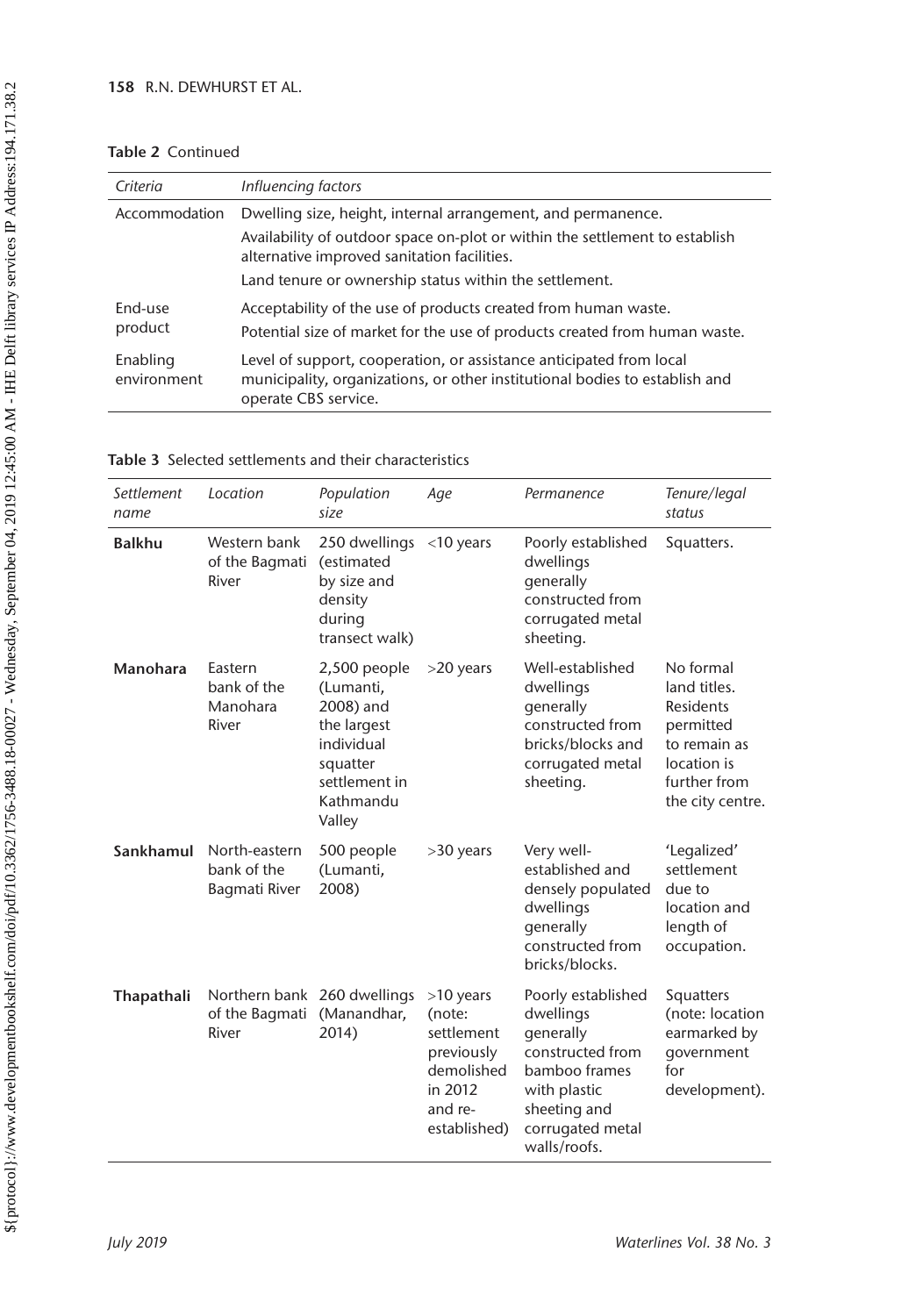**Table 2** Continued

| *Criteria* | *Influencing factors* |
|---|---|
| Accommodation | Dwelling size, height, internal arrangement, and permanence. |
| | Availability of outdoor space on-plot or within the settlement to establish alternative improved sanitation facilities. |
| | Land tenure or ownership status within the settlement. |
| End-use product | Acceptability of the use of products created from human waste. |
| | Potential size of market for the use of products created from human waste. |
| Enabling environment | Level of support, cooperation, or assistance anticipated from local municipality, organizations, or other institutional bodies to establish and operate CBS service. |

**Table 3** Selected settlements and their characteristics

| *Settlement name* | *Location* | *Population size* | *Age* | *Permanence* | *Tenure/legal status* |
|---|---|---|---|---|---|
| **Balkhu** | Western bank of the Bagmati River | 250 dwellings (estimated by size and density during transect walk) | <10 years | Poorly established dwellings generally constructed from corrugated metal sheeting. | Squatters. |
| **Manohara** | Eastern bank of the Manohara River | 2,500 people (Lumanti, 2008) and the largest individual squatter settlement in Kathmandu Valley | >20 years | Well-established dwellings generally constructed from bricks/blocks and corrugated metal sheeting. | No formal land titles. Residents permitted to remain as location is further from the city centre. |
| **Sankhamul** | North-eastern bank of the Bagmati River | 500 people (Lumanti, 2008) | >30 years | Very well-established and densely populated dwellings generally constructed from bricks/blocks. | 'Legalized' settlement due to location and length of occupation. |
| **Thapathali** | Northern bank of the Bagmati River | 260 dwellings (Manandhar, 2014) | >10 years (note: settlement previously demolished in 2012 and re-established) | Poorly established dwellings generally constructed from bamboo frames with plastic sheeting and corrugated metal walls/roofs. | Squatters (note: location earmarked by government for development). |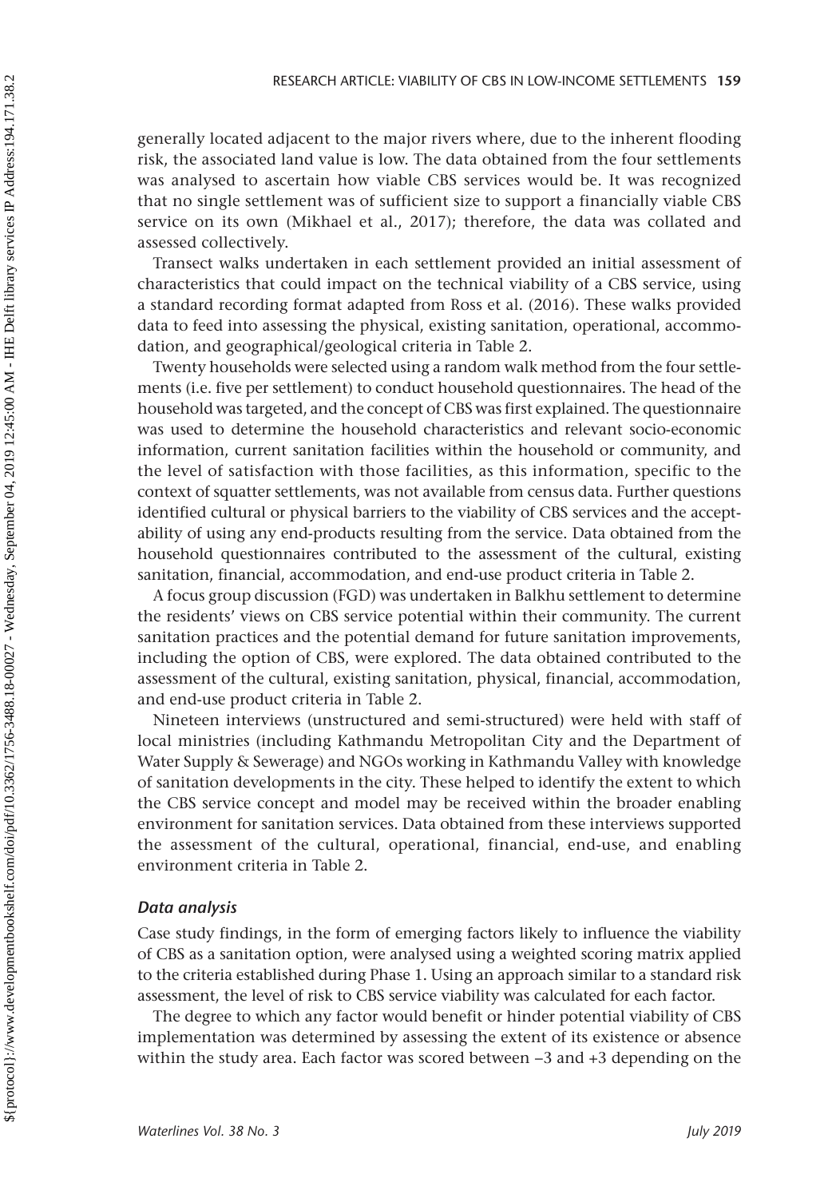generally located adjacent to the major rivers where, due to the inherent flooding risk, the associated land value is low. The data obtained from the four settlements was analysed to ascertain how viable CBS services would be. It was recognized that no single settlement was of sufficient size to support a financially viable CBS service on its own (Mikhael et al., 2017); therefore, the data was collated and assessed collectively.

Transect walks undertaken in each settlement provided an initial assessment of characteristics that could impact on the technical viability of a CBS service, using a standard recording format adapted from Ross et al. (2016). These walks provided data to feed into assessing the physical, existing sanitation, operational, accommodation, and geographical/geological criteria in Table 2.

Twenty households were selected using a random walk method from the four settlements (i.e. five per settlement) to conduct household questionnaires. The head of the household was targeted, and the concept of CBS was first explained. The questionnaire was used to determine the household characteristics and relevant socio-economic information, current sanitation facilities within the household or community, and the level of satisfaction with those facilities, as this information, specific to the context of squatter settlements, was not available from census data. Further questions identified cultural or physical barriers to the viability of CBS services and the acceptability of using any end-products resulting from the service. Data obtained from the household questionnaires contributed to the assessment of the cultural, existing sanitation, financial, accommodation, and end-use product criteria in Table 2.

A focus group discussion (FGD) was undertaken in Balkhu settlement to determine the residents' views on CBS service potential within their community. The current sanitation practices and the potential demand for future sanitation improvements, including the option of CBS, were explored. The data obtained contributed to the assessment of the cultural, existing sanitation, physical, financial, accommodation, and end-use product criteria in Table 2.

Nineteen interviews (unstructured and semi-structured) were held with staff of local ministries (including Kathmandu Metropolitan City and the Department of Water Supply & Sewerage) and NGOs working in Kathmandu Valley with knowledge of sanitation developments in the city. These helped to identify the extent to which the CBS service concept and model may be received within the broader enabling environment for sanitation services. Data obtained from these interviews supported the assessment of the cultural, operational, financial, end-use, and enabling environment criteria in Table 2.

### *Data analysis*

Case study findings, in the form of emerging factors likely to influence the viability of CBS as a sanitation option, were analysed using a weighted scoring matrix applied to the criteria established during Phase 1. Using an approach similar to a standard risk assessment, the level of risk to CBS service viability was calculated for each factor.

The degree to which any factor would benefit or hinder potential viability of CBS implementation was determined by assessing the extent of its existence or absence within the study area. Each factor was scored between –3 and +3 depending on the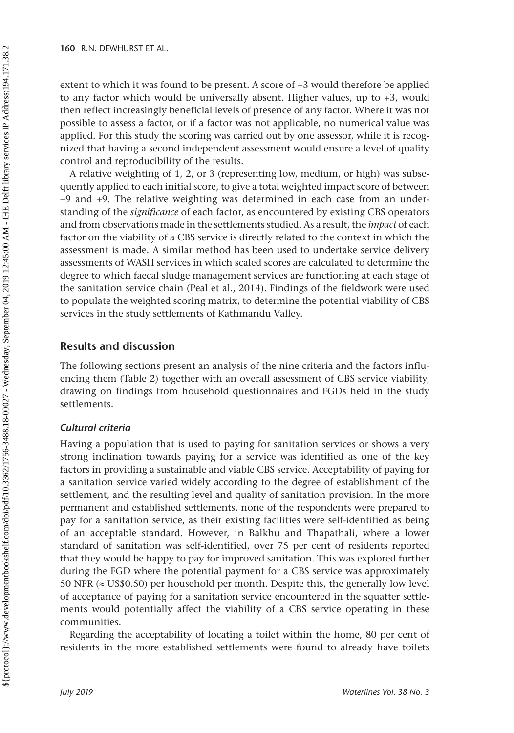extent to which it was found to be present. A score of –3 would therefore be applied to any factor which would be universally absent. Higher values, up to +3, would then reflect increasingly beneficial levels of presence of any factor. Where it was not possible to assess a factor, or if a factor was not applicable, no numerical value was applied. For this study the scoring was carried out by one assessor, while it is recognized that having a second independent assessment would ensure a level of quality control and reproducibility of the results.

A relative weighting of 1, 2, or 3 (representing low, medium, or high) was subsequently applied to each initial score, to give a total weighted impact score of between –9 and +9. The relative weighting was determined in each case from an understanding of the *significance* of each factor, as encountered by existing CBS operators and from observations made in the settlements studied. As a result, the *impact* of each factor on the viability of a CBS service is directly related to the context in which the assessment is made. A similar method has been used to undertake service delivery assessments of WASH services in which scaled scores are calculated to determine the degree to which faecal sludge management services are functioning at each stage of the sanitation service chain (Peal et al., 2014). Findings of the fieldwork were used to populate the weighted scoring matrix, to determine the potential viability of CBS services in the study settlements of Kathmandu Valley.

## Results and discussion

The following sections present an analysis of the nine criteria and the factors influencing them (Table 2) together with an overall assessment of CBS service viability, drawing on findings from household questionnaires and FGDs held in the study settlements.

### *Cultural criteria*

Having a population that is used to paying for sanitation services or shows a very strong inclination towards paying for a service was identified as one of the key factors in providing a sustainable and viable CBS service. Acceptability of paying for a sanitation service varied widely according to the degree of establishment of the settlement, and the resulting level and quality of sanitation provision. In the more permanent and established settlements, none of the respondents were prepared to pay for a sanitation service, as their existing facilities were self-identified as being of an acceptable standard. However, in Balkhu and Thapathali, where a lower standard of sanitation was self-identified, over 75 per cent of residents reported that they would be happy to pay for improved sanitation. This was explored further during the FGD where the potential payment for a CBS service was approximately 50 NPR (≈ US$0.50) per household per month. Despite this, the generally low level of acceptance of paying for a sanitation service encountered in the squatter settlements would potentially affect the viability of a CBS service operating in these communities.

Regarding the acceptability of locating a toilet within the home, 80 per cent of residents in the more established settlements were found to already have toilets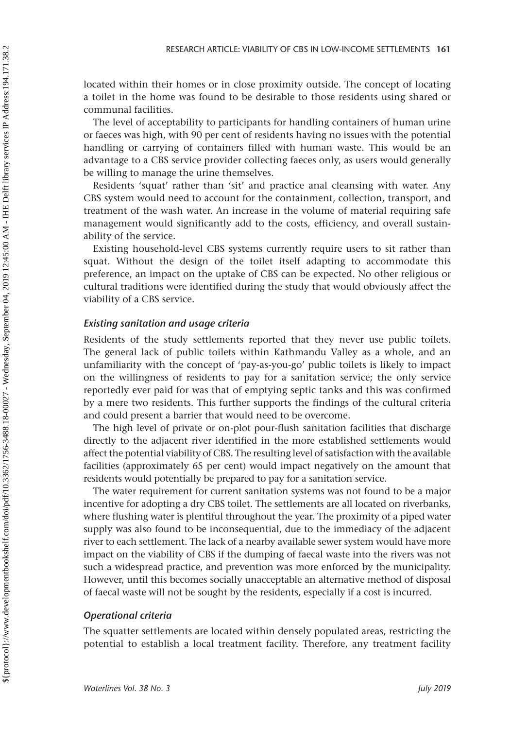located within their homes or in close proximity outside. The concept of locating a toilet in the home was found to be desirable to those residents using shared or communal facilities.

The level of acceptability to participants for handling containers of human urine or faeces was high, with 90 per cent of residents having no issues with the potential handling or carrying of containers filled with human waste. This would be an advantage to a CBS service provider collecting faeces only, as users would generally be willing to manage the urine themselves.

Residents 'squat' rather than 'sit' and practice anal cleansing with water. Any CBS system would need to account for the containment, collection, transport, and treatment of the wash water. An increase in the volume of material requiring safe management would significantly add to the costs, efficiency, and overall sustainability of the service.

Existing household-level CBS systems currently require users to sit rather than squat. Without the design of the toilet itself adapting to accommodate this preference, an impact on the uptake of CBS can be expected. No other religious or cultural traditions were identified during the study that would obviously affect the viability of a CBS service.

### *Existing sanitation and usage criteria*

Residents of the study settlements reported that they never use public toilets. The general lack of public toilets within Kathmandu Valley as a whole, and an unfamiliarity with the concept of 'pay-as-you-go' public toilets is likely to impact on the willingness of residents to pay for a sanitation service; the only service reportedly ever paid for was that of emptying septic tanks and this was confirmed by a mere two residents. This further supports the findings of the cultural criteria and could present a barrier that would need to be overcome.

The high level of private or on-plot pour-flush sanitation facilities that discharge directly to the adjacent river identified in the more established settlements would affect the potential viability of CBS. The resulting level of satisfaction with the available facilities (approximately 65 per cent) would impact negatively on the amount that residents would potentially be prepared to pay for a sanitation service.

The water requirement for current sanitation systems was not found to be a major incentive for adopting a dry CBS toilet. The settlements are all located on riverbanks, where flushing water is plentiful throughout the year. The proximity of a piped water supply was also found to be inconsequential, due to the immediacy of the adjacent river to each settlement. The lack of a nearby available sewer system would have more impact on the viability of CBS if the dumping of faecal waste into the rivers was not such a widespread practice, and prevention was more enforced by the municipality. However, until this becomes socially unacceptable an alternative method of disposal of faecal waste will not be sought by the residents, especially if a cost is incurred.

### *Operational criteria*

The squatter settlements are located within densely populated areas, restricting the potential to establish a local treatment facility. Therefore, any treatment facility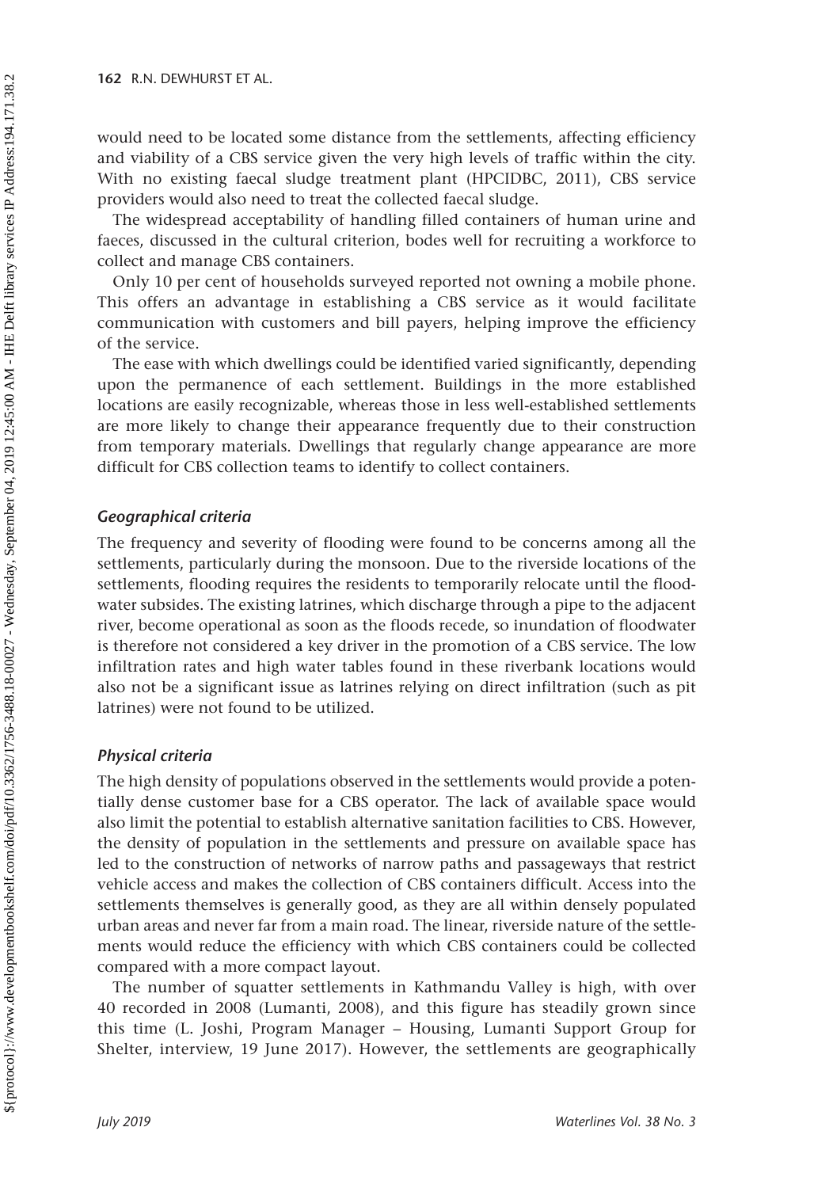would need to be located some distance from the settlements, affecting efficiency and viability of a CBS service given the very high levels of traffic within the city. With no existing faecal sludge treatment plant (HPCIDBC, 2011), CBS service providers would also need to treat the collected faecal sludge.

The widespread acceptability of handling filled containers of human urine and faeces, discussed in the cultural criterion, bodes well for recruiting a workforce to collect and manage CBS containers.

Only 10 per cent of households surveyed reported not owning a mobile phone. This offers an advantage in establishing a CBS service as it would facilitate communication with customers and bill payers, helping improve the efficiency of the service.

The ease with which dwellings could be identified varied significantly, depending upon the permanence of each settlement. Buildings in the more established locations are easily recognizable, whereas those in less well-established settlements are more likely to change their appearance frequently due to their construction from temporary materials. Dwellings that regularly change appearance are more difficult for CBS collection teams to identify to collect containers.

### *Geographical criteria*

The frequency and severity of flooding were found to be concerns among all the settlements, particularly during the monsoon. Due to the riverside locations of the settlements, flooding requires the residents to temporarily relocate until the floodwater subsides. The existing latrines, which discharge through a pipe to the adjacent river, become operational as soon as the floods recede, so inundation of floodwater is therefore not considered a key driver in the promotion of a CBS service. The low infiltration rates and high water tables found in these riverbank locations would also not be a significant issue as latrines relying on direct infiltration (such as pit latrines) were not found to be utilized.

### *Physical criteria*

The high density of populations observed in the settlements would provide a potentially dense customer base for a CBS operator. The lack of available space would also limit the potential to establish alternative sanitation facilities to CBS. However, the density of population in the settlements and pressure on available space has led to the construction of networks of narrow paths and passageways that restrict vehicle access and makes the collection of CBS containers difficult. Access into the settlements themselves is generally good, as they are all within densely populated urban areas and never far from a main road. The linear, riverside nature of the settlements would reduce the efficiency with which CBS containers could be collected compared with a more compact layout.

The number of squatter settlements in Kathmandu Valley is high, with over 40 recorded in 2008 (Lumanti, 2008), and this figure has steadily grown since this time (L. Joshi, Program Manager – Housing, Lumanti Support Group for Shelter, interview, 19 June 2017). However, the settlements are geographically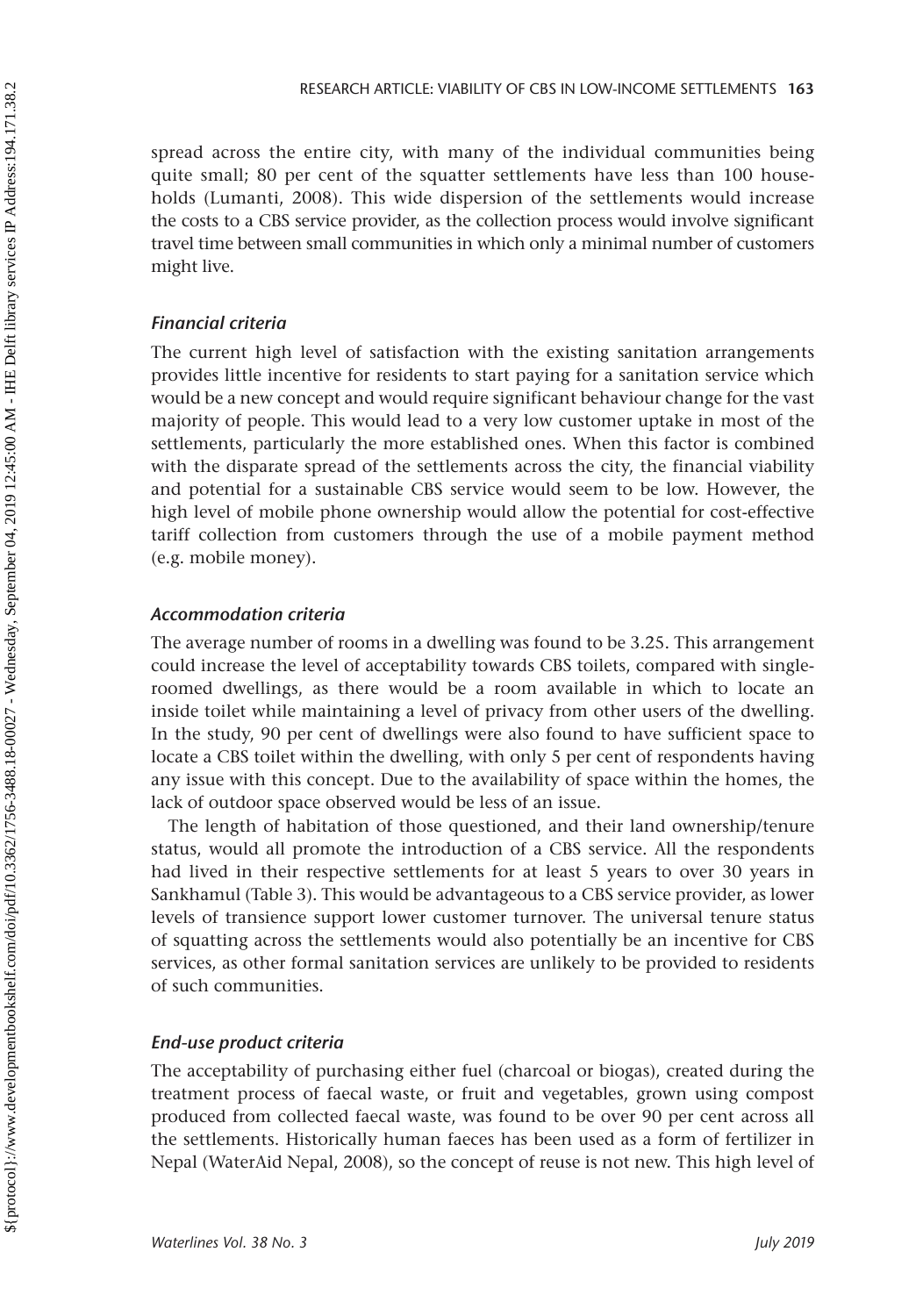spread across the entire city, with many of the individual communities being quite small; 80 per cent of the squatter settlements have less than 100 households (Lumanti, 2008). This wide dispersion of the settlements would increase the costs to a CBS service provider, as the collection process would involve significant travel time between small communities in which only a minimal number of customers might live.

### *Financial criteria*

The current high level of satisfaction with the existing sanitation arrangements provides little incentive for residents to start paying for a sanitation service which would be a new concept and would require significant behaviour change for the vast majority of people. This would lead to a very low customer uptake in most of the settlements, particularly the more established ones. When this factor is combined with the disparate spread of the settlements across the city, the financial viability and potential for a sustainable CBS service would seem to be low. However, the high level of mobile phone ownership would allow the potential for cost-effective tariff collection from customers through the use of a mobile payment method (e.g. mobile money).

### *Accommodation criteria*

The average number of rooms in a dwelling was found to be 3.25. This arrangement could increase the level of acceptability towards CBS toilets, compared with single-roomed dwellings, as there would be a room available in which to locate an inside toilet while maintaining a level of privacy from other users of the dwelling. In the study, 90 per cent of dwellings were also found to have sufficient space to locate a CBS toilet within the dwelling, with only 5 per cent of respondents having any issue with this concept. Due to the availability of space within the homes, the lack of outdoor space observed would be less of an issue.

The length of habitation of those questioned, and their land ownership/tenure status, would all promote the introduction of a CBS service. All the respondents had lived in their respective settlements for at least 5 years to over 30 years in Sankhamul (Table 3). This would be advantageous to a CBS service provider, as lower levels of transience support lower customer turnover. The universal tenure status of squatting across the settlements would also potentially be an incentive for CBS services, as other formal sanitation services are unlikely to be provided to residents of such communities.

### *End-use product criteria*

The acceptability of purchasing either fuel (charcoal or biogas), created during the treatment process of faecal waste, or fruit and vegetables, grown using compost produced from collected faecal waste, was found to be over 90 per cent across all the settlements. Historically human faeces has been used as a form of fertilizer in Nepal (WaterAid Nepal, 2008), so the concept of reuse is not new. This high level of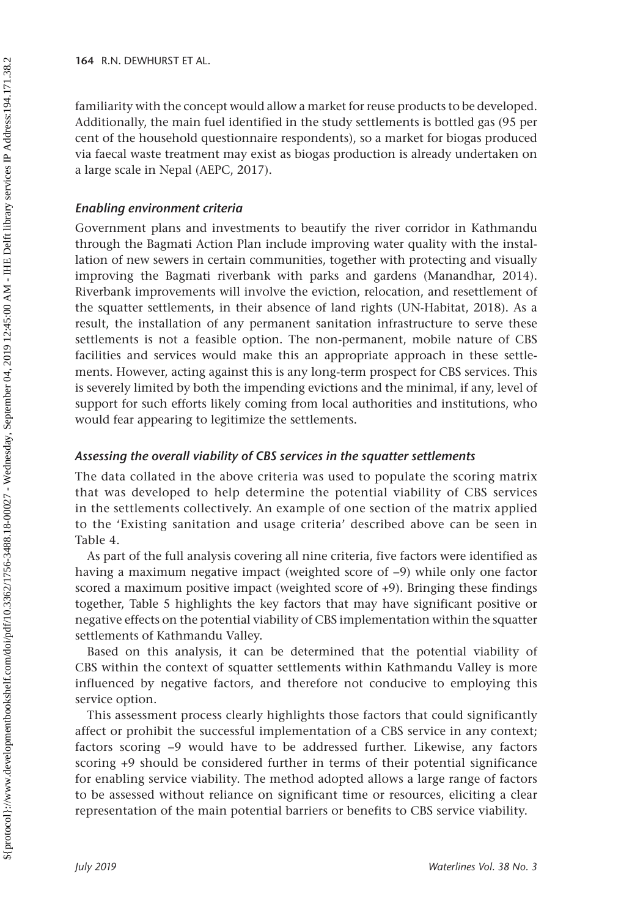familiarity with the concept would allow a market for reuse products to be developed. Additionally, the main fuel identified in the study settlements is bottled gas (95 per cent of the household questionnaire respondents), so a market for biogas produced via faecal waste treatment may exist as biogas production is already undertaken on a large scale in Nepal (AEPC, 2017).

### *Enabling environment criteria*

Government plans and investments to beautify the river corridor in Kathmandu through the Bagmati Action Plan include improving water quality with the installation of new sewers in certain communities, together with protecting and visually improving the Bagmati riverbank with parks and gardens (Manandhar, 2014). Riverbank improvements will involve the eviction, relocation, and resettlement of the squatter settlements, in their absence of land rights (UN-Habitat, 2018). As a result, the installation of any permanent sanitation infrastructure to serve these settlements is not a feasible option. The non-permanent, mobile nature of CBS facilities and services would make this an appropriate approach in these settlements. However, acting against this is any long-term prospect for CBS services. This is severely limited by both the impending evictions and the minimal, if any, level of support for such efforts likely coming from local authorities and institutions, who would fear appearing to legitimize the settlements.

### *Assessing the overall viability of CBS services in the squatter settlements*

The data collated in the above criteria was used to populate the scoring matrix that was developed to help determine the potential viability of CBS services in the settlements collectively. An example of one section of the matrix applied to the 'Existing sanitation and usage criteria' described above can be seen in Table 4.

As part of the full analysis covering all nine criteria, five factors were identified as having a maximum negative impact (weighted score of –9) while only one factor scored a maximum positive impact (weighted score of +9). Bringing these findings together, Table 5 highlights the key factors that may have significant positive or negative effects on the potential viability of CBS implementation within the squatter settlements of Kathmandu Valley.

Based on this analysis, it can be determined that the potential viability of CBS within the context of squatter settlements within Kathmandu Valley is more influenced by negative factors, and therefore not conducive to employing this service option.

This assessment process clearly highlights those factors that could significantly affect or prohibit the successful implementation of a CBS service in any context; factors scoring –9 would have to be addressed further. Likewise, any factors scoring +9 should be considered further in terms of their potential significance for enabling service viability. The method adopted allows a large range of factors to be assessed without reliance on significant time or resources, eliciting a clear representation of the main potential barriers or benefits to CBS service viability.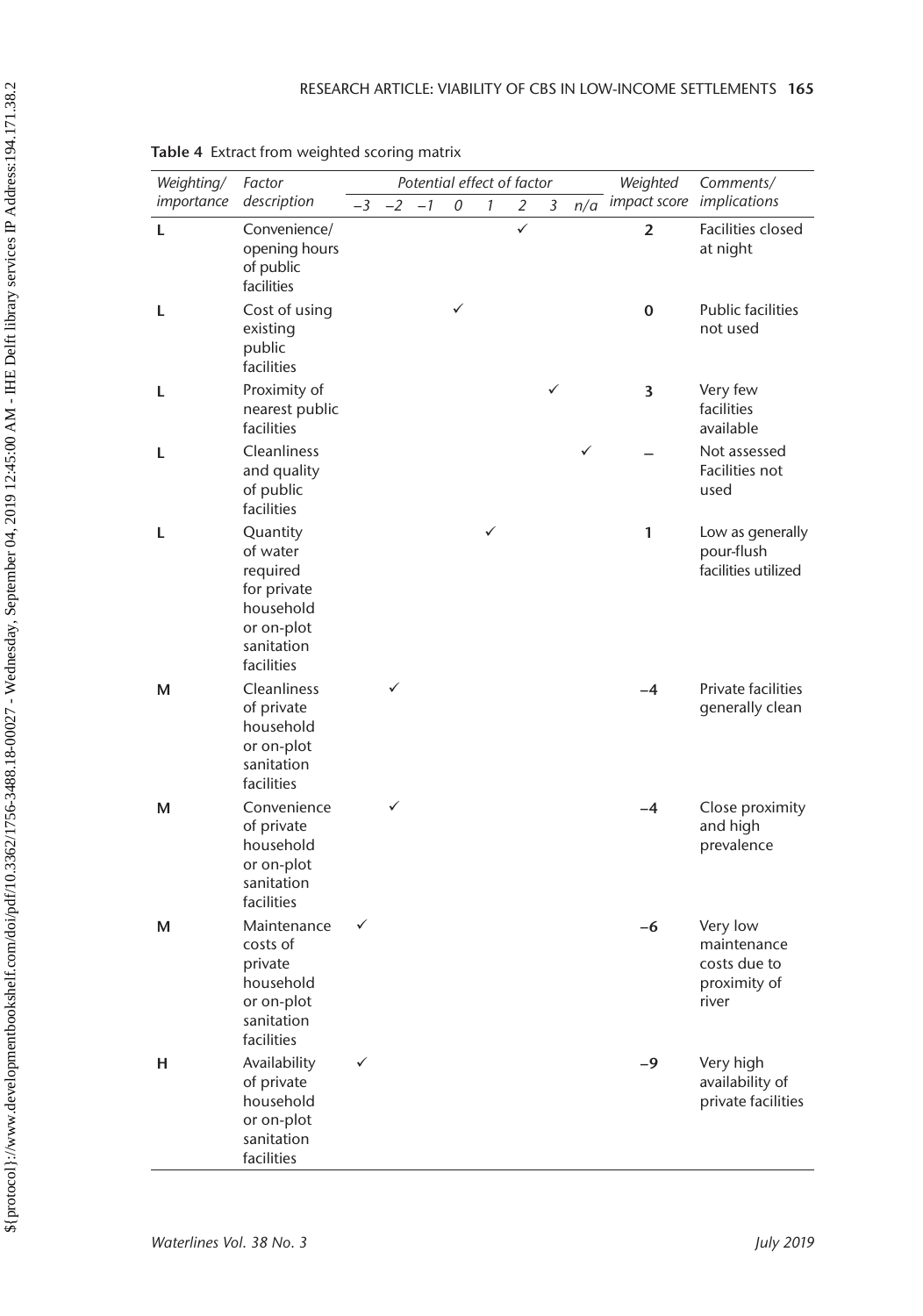**Table 4** Extract from weighted scoring matrix

| *Weighting/ importance* | *Factor description* | *Potential effect of factor* | | | | | | | | *Weighted impact score* | *Comments/ implications* |
|---|---|---|---|---|---|---|---|---|---|---|---|
| | | *−3* | *−2* | *−1* | *0* | *1* | *2* | *3* | *n/a* | | |
| **L** | Convenience/ opening hours of public facilities | | | | | | ✓ | | | **2** | Facilities closed at night |
| **L** | Cost of using existing public facilities | | | | ✓ | | | | | **0** | Public facilities not used |
| **L** | Proximity of nearest public facilities | | | | | | | ✓ | | **3** | Very few facilities available |
| **L** | Cleanliness and quality of public facilities | | | | | | | | ✓ | **–** | Not assessed Facilities not used |
| **L** | Quantity of water required for private household or on-plot sanitation facilities | | | | | ✓ | | | | **1** | Low as generally pour-flush facilities utilized |
| **M** | Cleanliness of private household or on-plot sanitation facilities | | ✓ | | | | | | | **−4** | Private facilities generally clean |
| **M** | Convenience of private household or on-plot sanitation facilities | | ✓ | | | | | | | **−4** | Close proximity and high prevalence |
| **M** | Maintenance costs of private household or on-plot sanitation facilities | ✓ | | | | | | | | **−6** | Very low maintenance costs due to proximity of river |
| **H** | Availability of private household or on-plot sanitation facilities | ✓ | | | | | | | | **−9** | Very high availability of private facilities |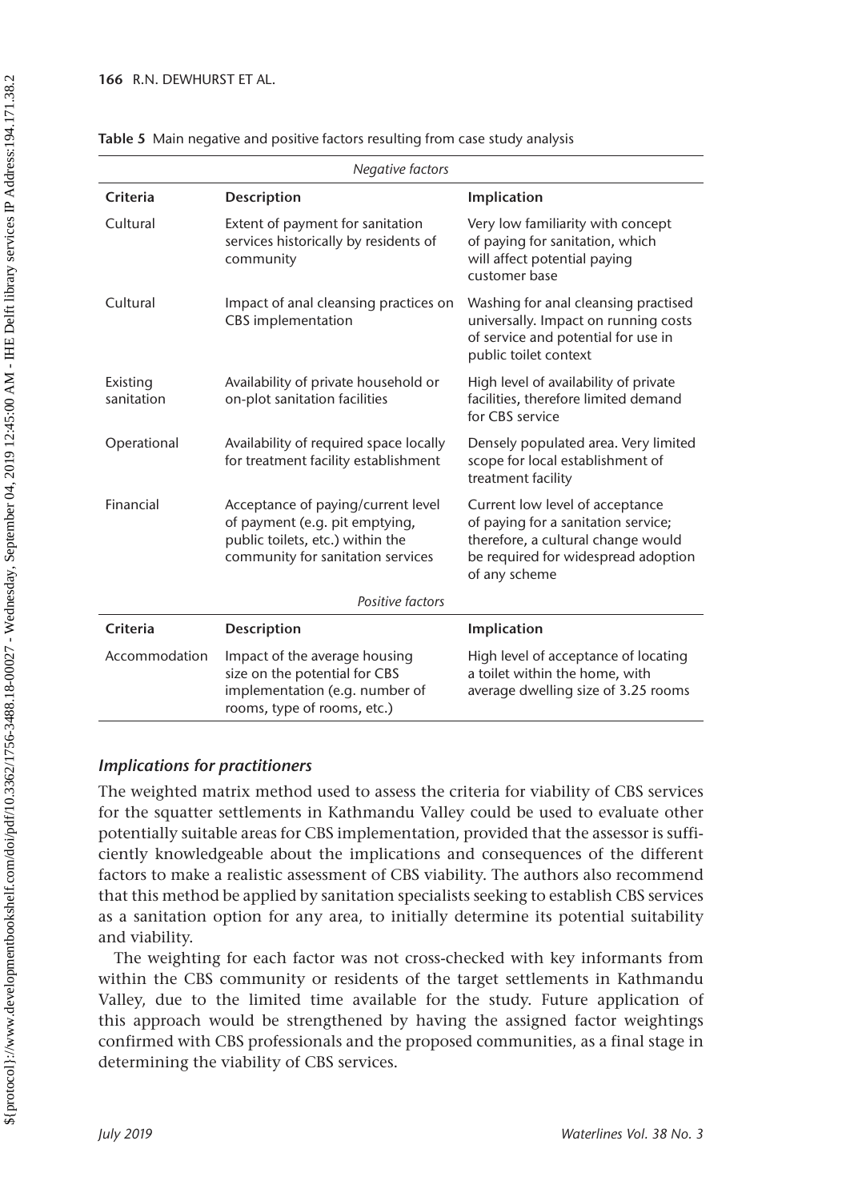**Table 5** Main negative and positive factors resulting from case study analysis

| *Negative factors* | | |
|---|---|---|
| **Criteria** | **Description** | **Implication** |
| Cultural | Extent of payment for sanitation services historically by residents of community | Very low familiarity with concept of paying for sanitation, which will affect potential paying customer base |
| Cultural | Impact of anal cleansing practices on CBS implementation | Washing for anal cleansing practised universally. Impact on running costs of service and potential for use in public toilet context |
| Existing sanitation | Availability of private household or on-plot sanitation facilities | High level of availability of private facilities, therefore limited demand for CBS service |
| Operational | Availability of required space locally for treatment facility establishment | Densely populated area. Very limited scope for local establishment of treatment facility |
| Financial | Acceptance of paying/current level of payment (e.g. pit emptying, public toilets, etc.) within the community for sanitation services | Current low level of acceptance of paying for a sanitation service; therefore, a cultural change would be required for widespread adoption of any scheme |
| *Positive factors* | | |
| **Criteria** | **Description** | **Implication** |
| Accommodation | Impact of the average housing size on the potential for CBS implementation (e.g. number of rooms, type of rooms, etc.) | High level of acceptance of locating a toilet within the home, with average dwelling size of 3.25 rooms |

### *Implications for practitioners*

The weighted matrix method used to assess the criteria for viability of CBS services for the squatter settlements in Kathmandu Valley could be used to evaluate other potentially suitable areas for CBS implementation, provided that the assessor is sufficiently knowledgeable about the implications and consequences of the different factors to make a realistic assessment of CBS viability. The authors also recommend that this method be applied by sanitation specialists seeking to establish CBS services as a sanitation option for any area, to initially determine its potential suitability and viability.

The weighting for each factor was not cross-checked with key informants from within the CBS community or residents of the target settlements in Kathmandu Valley, due to the limited time available for the study. Future application of this approach would be strengthened by having the assigned factor weightings confirmed with CBS professionals and the proposed communities, as a final stage in determining the viability of CBS services.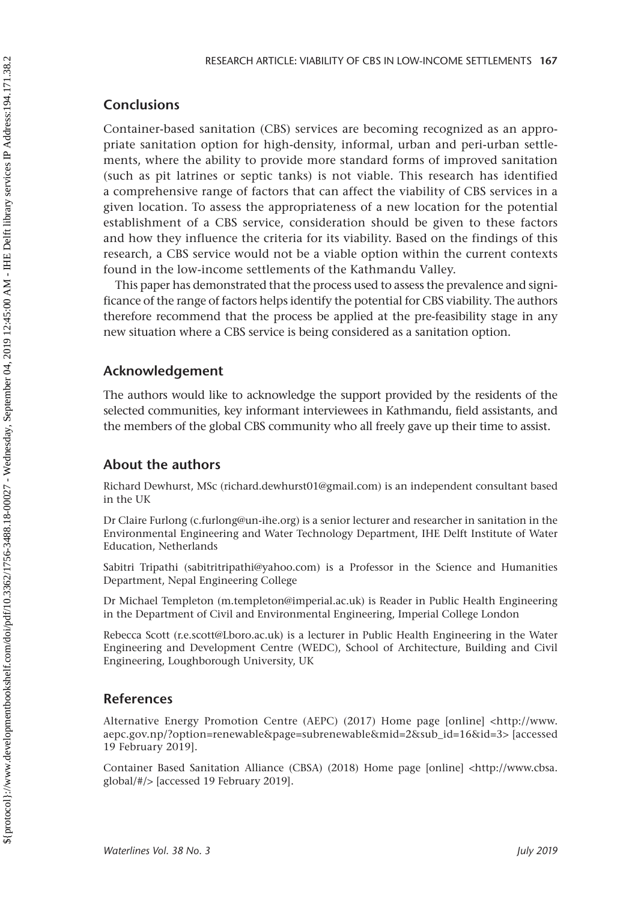## Conclusions

Container-based sanitation (CBS) services are becoming recognized as an appropriate sanitation option for high-density, informal, urban and peri-urban settlements, where the ability to provide more standard forms of improved sanitation (such as pit latrines or septic tanks) is not viable. This research has identified a comprehensive range of factors that can affect the viability of CBS services in a given location. To assess the appropriateness of a new location for the potential establishment of a CBS service, consideration should be given to these factors and how they influence the criteria for its viability. Based on the findings of this research, a CBS service would not be a viable option within the current contexts found in the low-income settlements of the Kathmandu Valley.

This paper has demonstrated that the process used to assess the prevalence and significance of the range of factors helps identify the potential for CBS viability. The authors therefore recommend that the process be applied at the pre-feasibility stage in any new situation where a CBS service is being considered as a sanitation option.

## Acknowledgement

The authors would like to acknowledge the support provided by the residents of the selected communities, key informant interviewees in Kathmandu, field assistants, and the members of the global CBS community who all freely gave up their time to assist.

## About the authors

Richard Dewhurst, MSc (richard.dewhurst01@gmail.com) is an independent consultant based in the UK

Dr Claire Furlong (c.furlong@un-ihe.org) is a senior lecturer and researcher in sanitation in the Environmental Engineering and Water Technology Department, IHE Delft Institute of Water Education, Netherlands

Sabitri Tripathi (sabitritripathi@yahoo.com) is a Professor in the Science and Humanities Department, Nepal Engineering College

Dr Michael Templeton (m.templeton@imperial.ac.uk) is Reader in Public Health Engineering in the Department of Civil and Environmental Engineering, Imperial College London

Rebecca Scott (r.e.scott@Lboro.ac.uk) is a lecturer in Public Health Engineering in the Water Engineering and Development Centre (WEDC), School of Architecture, Building and Civil Engineering, Loughborough University, UK

## References

Alternative Energy Promotion Centre (AEPC) (2017) Home page [online] <http://www.aepc.gov.np/?option=renewable&page=subrenewable&mid=2&sub_id=16&id=3> [accessed 19 February 2019].

Container Based Sanitation Alliance (CBSA) (2018) Home page [online] <http://www.cbsa.global/#/> [accessed 19 February 2019].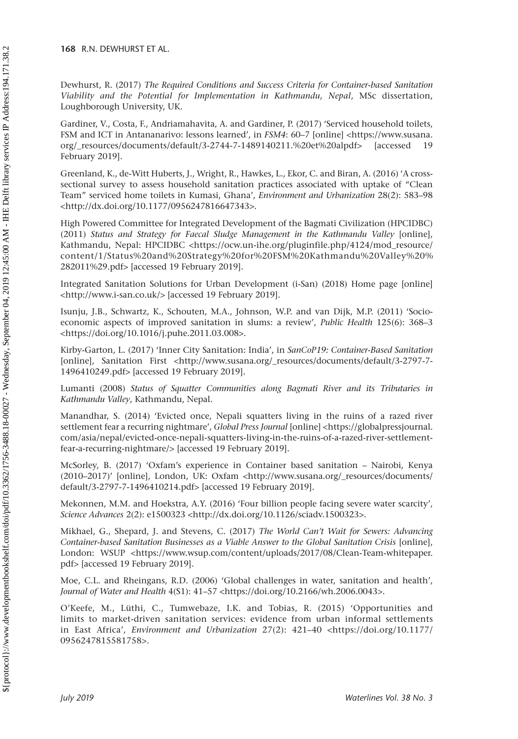Dewhurst, R. (2017) *The Required Conditions and Success Criteria for Container-based Sanitation Viability and the Potential for Implementation in Kathmandu, Nepal*, MSc dissertation, Loughborough University, UK.

Gardiner, V., Costa, F., Andriamahavita, A. and Gardiner, P. (2017) 'Serviced household toilets, FSM and ICT in Antananarivo: lessons learned', in *FSM4*: 60–7 [online] <https://www.susana.org/_resources/documents/default/3-2744-7-1489140211.%20et%20alpdf> [accessed 19 February 2019].

Greenland, K., de-Witt Huberts, J., Wright, R., Hawkes, L., Ekor, C. and Biran, A. (2016) 'A cross-sectional survey to assess household sanitation practices associated with uptake of "Clean Team" serviced home toilets in Kumasi, Ghana', *Environment and Urbanization* 28(2): 583–98 <http://dx.doi.org/10.1177/0956247816647343>.

High Powered Committee for Integrated Development of the Bagmati Civilization (HPCIDBC) (2011) *Status and Strategy for Faecal Sludge Management in the Kathmandu Valley* [online], Kathmandu, Nepal: HPCIDBC <https://ocw.un-ihe.org/pluginfile.php/4124/mod_resource/content/1/Status%20and%20Strategy%20for%20FSM%20Kathmandu%20Valley%20%282011%29.pdf> [accessed 19 February 2019].

Integrated Sanitation Solutions for Urban Development (i-San) (2018) Home page [online] <http://www.i-san.co.uk/> [accessed 19 February 2019].

Isunju, J.B., Schwartz, K., Schouten, M.A., Johnson, W.P. and van Dijk, M.P. (2011) 'Socio-economic aspects of improved sanitation in slums: a review', *Public Health* 125(6): 368–3 <https://doi.org/10.1016/j.puhe.2011.03.008>.

Kirby-Garton, L. (2017) 'Inner City Sanitation: India', in *SanCoP19: Container-Based Sanitation* [online], Sanitation First <http://www.susana.org/_resources/documents/default/3-2797-7-1496410249.pdf> [accessed 19 February 2019].

Lumanti (2008) *Status of Squatter Communities along Bagmati River and its Tributaries in Kathmandu Valley*, Kathmandu, Nepal.

Manandhar, S. (2014) 'Evicted once, Nepali squatters living in the ruins of a razed river settlement fear a recurring nightmare', *Global Press Journal* [online] <https://globalpressjournal.com/asia/nepal/evicted-once-nepali-squatters-living-in-the-ruins-of-a-razed-river-settlement-fear-a-recurring-nightmare/> [accessed 19 February 2019].

McSorley, B. (2017) 'Oxfam's experience in Container based sanitation – Nairobi, Kenya (2010–2017)' [online], London, UK: Oxfam <http://www.susana.org/_resources/documents/default/3-2797-7-1496410214.pdf> [accessed 19 February 2019].

Mekonnen, M.M. and Hoekstra, A.Y. (2016) 'Four billion people facing severe water scarcity', *Science Advances* 2(2): e1500323 <http://dx.doi.org/10.1126/sciadv.1500323>.

Mikhael, G., Shepard, J. and Stevens, C. (2017) *The World Can't Wait for Sewers: Advancing Container-based Sanitation Businesses as a Viable Answer to the Global Sanitation Crisis* [online], London: WSUP <https://www.wsup.com/content/uploads/2017/08/Clean-Team-whitepaper.pdf> [accessed 19 February 2019].

Moe, C.L. and Rheingans, R.D. (2006) 'Global challenges in water, sanitation and health', *Journal of Water and Health* 4(S1): 41–57 <https://doi.org/10.2166/wh.2006.0043>.

O'Keefe, M., Lüthi, C., Tumwebaze, I.K. and Tobias, R. (2015) 'Opportunities and limits to market-driven sanitation services: evidence from urban informal settlements in East Africa', *Environment and Urbanization* 27(2): 421–40 <https://doi.org/10.1177/0956247815581758>.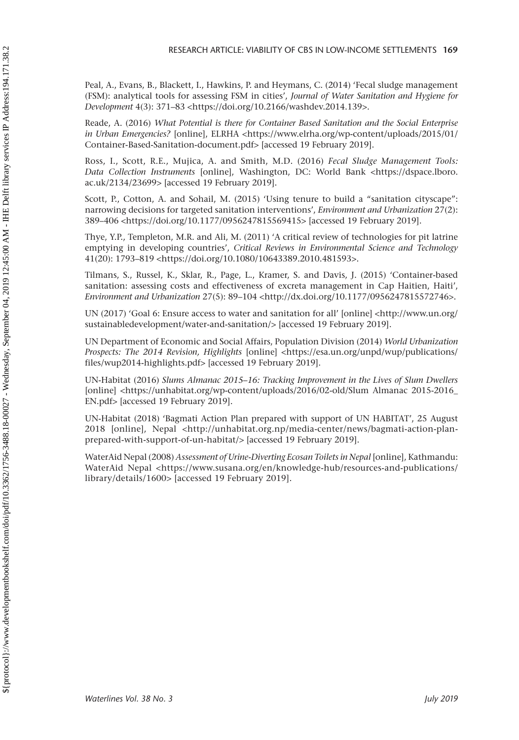Peal, A., Evans, B., Blackett, I., Hawkins, P. and Heymans, C. (2014) 'Fecal sludge management (FSM): analytical tools for assessing FSM in cities', *Journal of Water Sanitation and Hygiene for Development* 4(3): 371–83 <https://doi.org/10.2166/washdev.2014.139>.

Reade, A. (2016) *What Potential is there for Container Based Sanitation and the Social Enterprise in Urban Emergencies?* [online], ELRHA <https://www.elrha.org/wp-content/uploads/2015/01/Container-Based-Sanitation-document.pdf> [accessed 19 February 2019].

Ross, I., Scott, R.E., Mujica, A. and Smith, M.D. (2016) *Fecal Sludge Management Tools: Data Collection Instruments* [online], Washington, DC: World Bank <https://dspace.lboro.ac.uk/2134/23699> [accessed 19 February 2019].

Scott, P., Cotton, A. and Sohail, M. (2015) 'Using tenure to build a "sanitation cityscape": narrowing decisions for targeted sanitation interventions', *Environment and Urbanization* 27(2): 389–406 <https://doi.org/10.1177/0956247815569415> [accessed 19 February 2019].

Thye, Y.P., Templeton, M.R. and Ali, M. (2011) 'A critical review of technologies for pit latrine emptying in developing countries', *Critical Reviews in Environmental Science and Technology* 41(20): 1793–819 <https://doi.org/10.1080/10643389.2010.481593>.

Tilmans, S., Russel, K., Sklar, R., Page, L., Kramer, S. and Davis, J. (2015) 'Container-based sanitation: assessing costs and effectiveness of excreta management in Cap Haitien, Haiti', *Environment and Urbanization* 27(5): 89–104 <http://dx.doi.org/10.1177/0956247815572746>.

UN (2017) 'Goal 6: Ensure access to water and sanitation for all' [online] <http://www.un.org/sustainabledevelopment/water-and-sanitation/> [accessed 19 February 2019].

UN Department of Economic and Social Affairs, Population Division (2014) *World Urbanization Prospects: The 2014 Revision, Highlights* [online] <https://esa.un.org/unpd/wup/publications/files/wup2014-highlights.pdf> [accessed 19 February 2019].

UN-Habitat (2016) *Slums Almanac 2015–16: Tracking Improvement in the Lives of Slum Dwellers* [online] <https://unhabitat.org/wp-content/uploads/2016/02-old/Slum Almanac 2015-2016_EN.pdf> [accessed 19 February 2019].

UN-Habitat (2018) 'Bagmati Action Plan prepared with support of UN HABITAT', 25 August 2018 [online], Nepal <http://unhabitat.org.np/media-center/news/bagmati-action-plan-prepared-with-support-of-un-habitat/> [accessed 19 February 2019].

WaterAid Nepal (2008) *Assessment of Urine-Diverting Ecosan Toilets in Nepal* [online], Kathmandu: WaterAid Nepal <https://www.susana.org/en/knowledge-hub/resources-and-publications/library/details/1600> [accessed 19 February 2019].